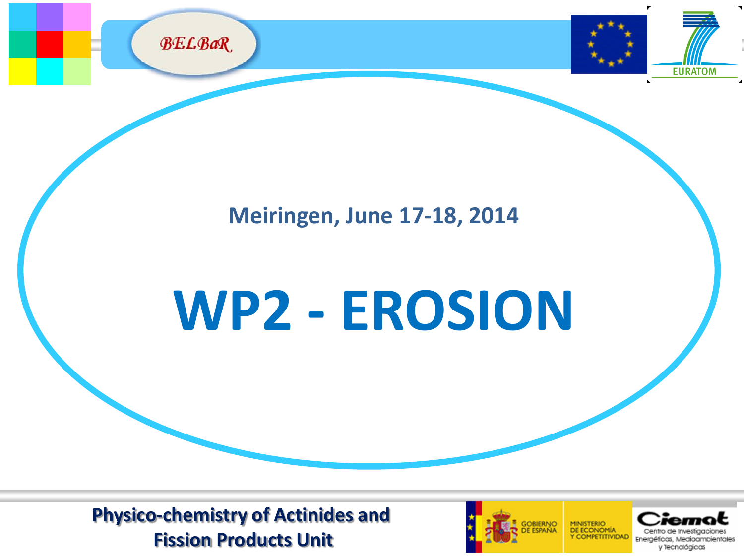BELBaR

EURATOM

Meiringen, June 17-18, 2014

# WP2 - EROSION

**Physico-chemistry of Actinides and Fission Products Unit**

GOBIERNO DE ESPAÑA

MINISTERIO DE ECONOMÍA Y COMPETITIVIDAD

Ciemat

Centro de Investigaciones Energéticas, Medioambientales y Tecnológicas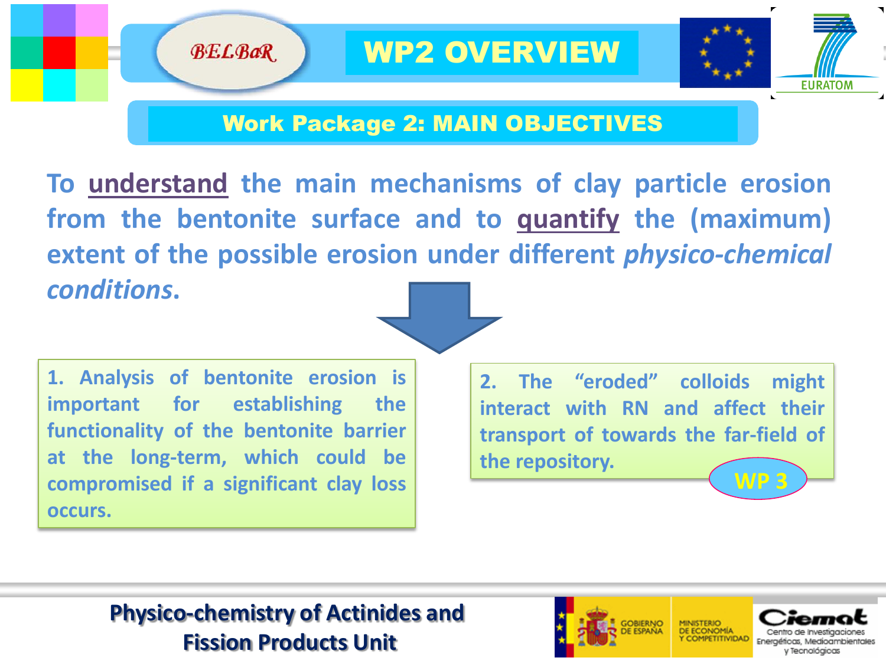# WP2 OVERVIEW

## Work Package 2: MAIN OBJECTIVES

To understand the main mechanisms of clay particle erosion from the bentonite surface and to quantify the (maximum) extent of the possible erosion under different *physico-chemical conditions*.

1. Analysis of bentonite erosion is important for establishing the functionality of the bentonite barrier at the long-term, which could be compromised if a significant clay loss occurs.

2. The "eroded" colloids might interact with RN and affect their transport of towards the far-field of the repository.

WP 3

**Physico-chemistry of Actinides and Fission Products Unit**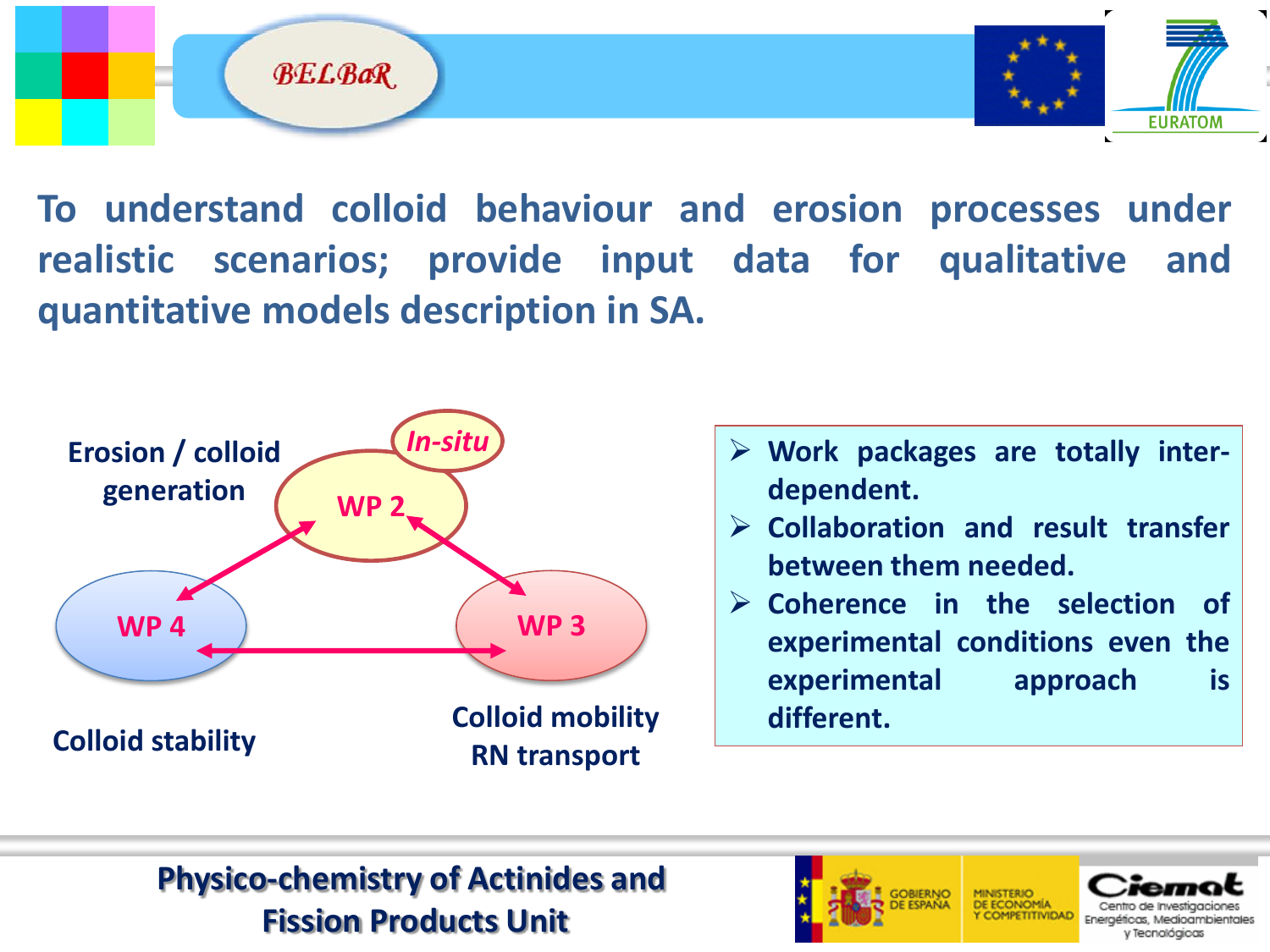**To understand colloid behaviour and erosion processes under realistic scenarios; provide input data for qualitative and quantitative models description in SA.**

*In-situ*

Erosion / colloid generation

WP 2

WP 4

WP 3

Colloid stability

Colloid mobility
RN transport

- **Work packages are totally inter-dependent.**
- **Collaboration and result transfer between them needed.**
- **Coherence in the selection of experimental conditions even the experimental approach is different.**

**Physico-chemistry of Actinides and Fission Products Unit**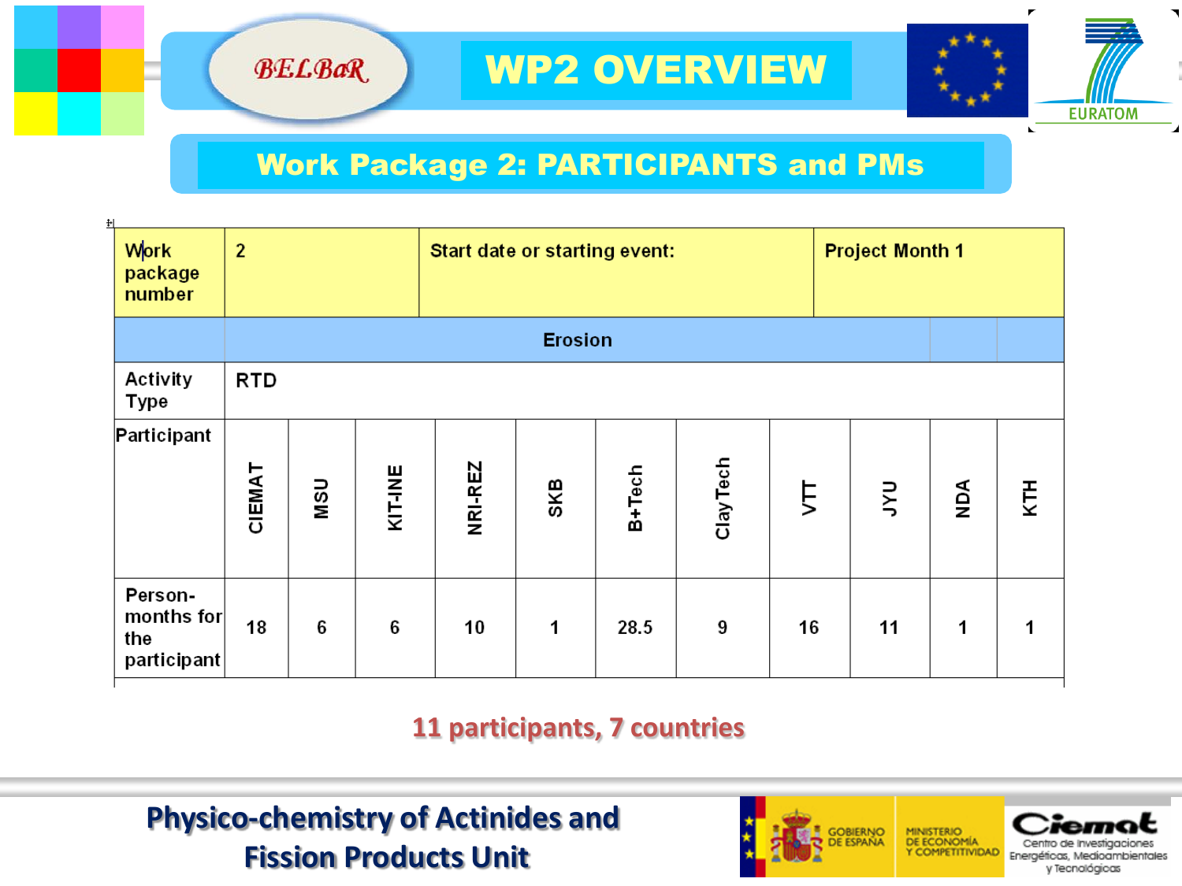# WP2 OVERVIEW

## Work Package 2: PARTICIPANTS and PMs

| | | | | | | | | | | | |
|---|---|---|---|---|---|---|---|---|---|---|---|
| Work package number | 2 | | | Start date or starting event: | | | | Project Month 1 | | | |
| | Erosion | | | | | | | | | | |
| Activity Type | RTD | | | | | | | | | | |
| Participant | CIEMAT | MSU | KIT-INE | NRI-REZ | SKB | B+Tech | ClayTech | VTT | JYU | NDA | KTH |
| Person-months for the participant | 18 | 6 | 6 | 10 | 1 | 28.5 | 9 | 16 | 11 | 1 | 1 |

**11 participants, 7 countries**

**Physico-chemistry of Actinides and Fission Products Unit**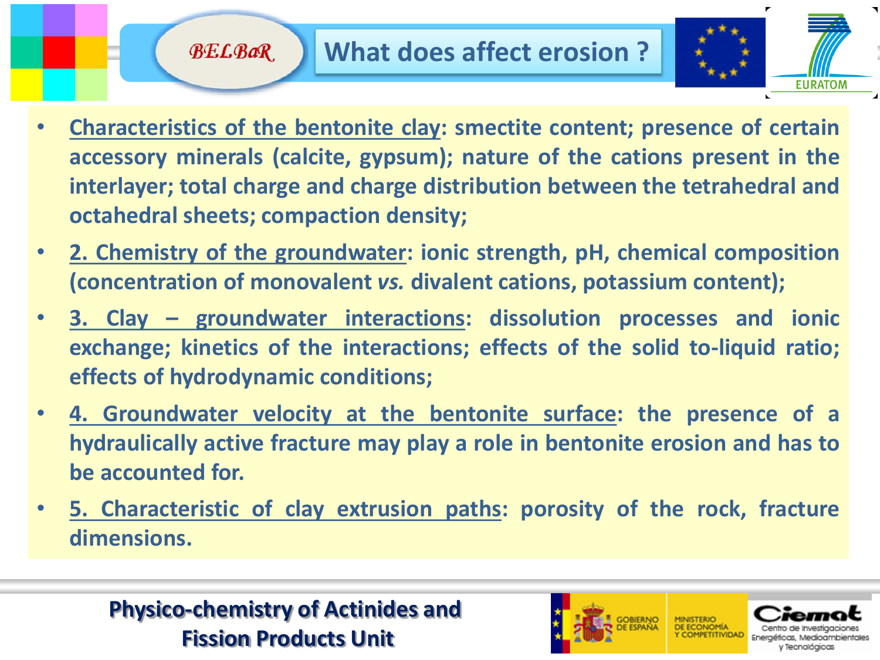# What does affect erosion ?

- <u>Characteristics of the bentonite clay</u>: **smectite content; presence of certain accessory minerals (calcite, gypsum); nature of the cations present in the interlayer; total charge and charge distribution between the tetrahedral and octahedral sheets; compaction density;**
- <u>2. Chemistry of the groundwater</u>: **ionic strength, pH, chemical composition (concentration of monovalent *vs.* divalent cations, potassium content);**
- <u>3. Clay – groundwater interactions</u>: **dissolution processes and ionic exchange; kinetics of the interactions; effects of the solid to-liquid ratio; effects of hydrodynamic conditions;**
- <u>4. Groundwater velocity at the bentonite surface</u>: **the presence of a hydraulically active fracture may play a role in bentonite erosion and has to be accounted for.**
- <u>5. Characteristic of clay extrusion paths</u>: **porosity of the rock, fracture dimensions.**

**Physico-chemistry of Actinides and Fission Products Unit**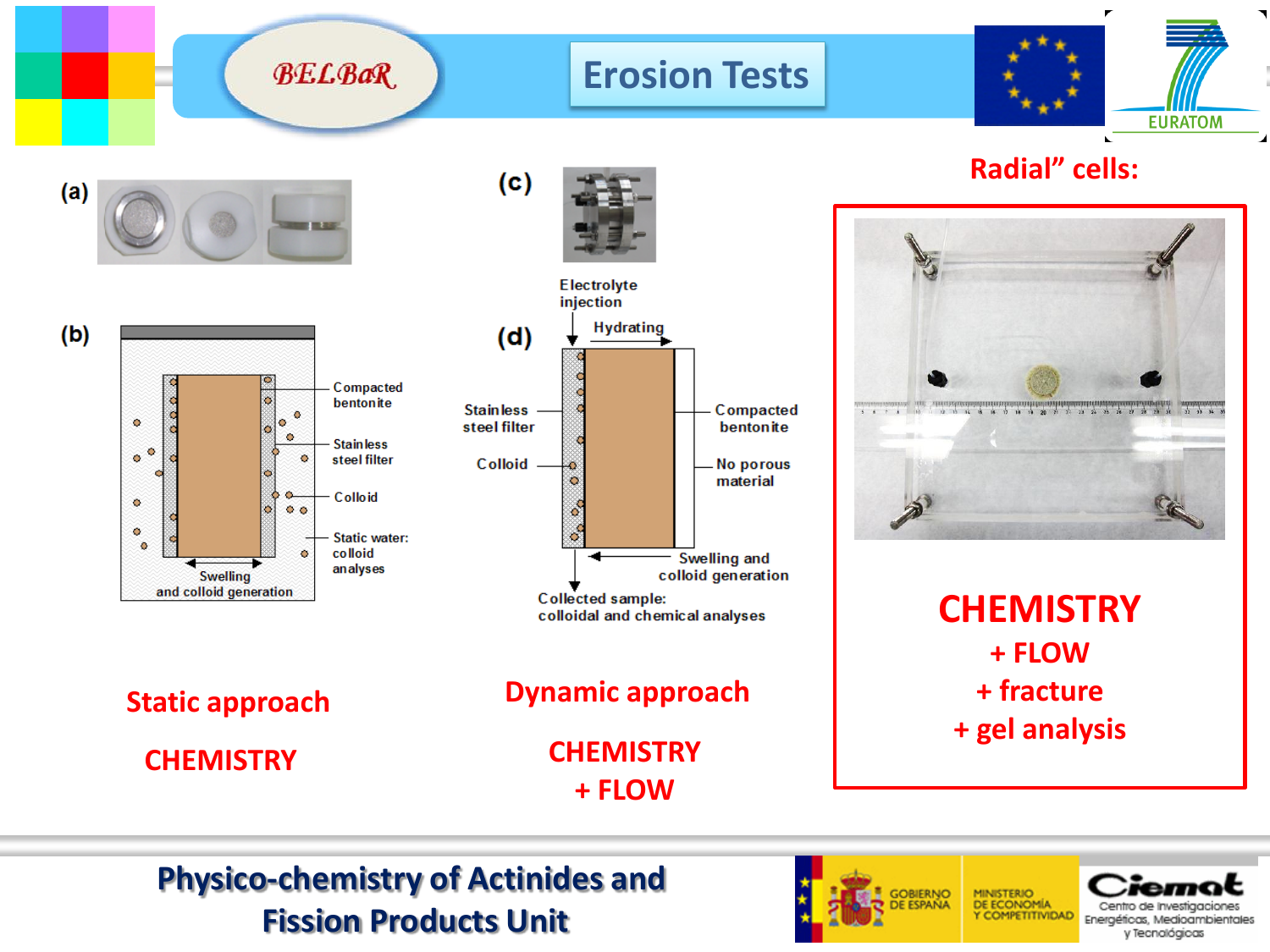# Erosion Tests

(a)

(b)

Compacted bentonite

Stainless steel filter

Colloid

Static water: colloid analyses

Swelling and colloid generation

(c)

(d)

Electrolyte injection

Hydrating

Stainless steel filter

Colloid

Compacted bentonite

No porous material

Swelling and colloid generation

Collected sample: colloidal and chemical analyses

Radial" cells:

**Static approach**

**CHEMISTRY**

**Dynamic approach**

**CHEMISTRY**
**+ FLOW**

**CHEMISTRY**
**+ FLOW**
**+ fracture**
**+ gel analysis**

Physico-chemistry of Actinides and Fission Products Unit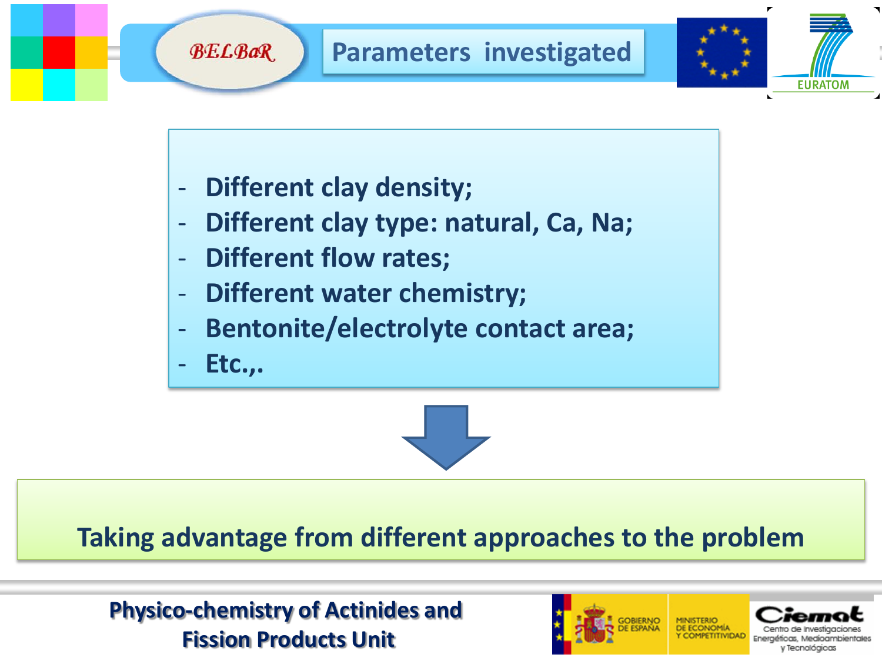# Parameters investigated

- Different clay density;
- Different clay type: natural, Ca, Na;
- Different flow rates;
- Different water chemistry;
- Bentonite/electrolyte contact area;
- Etc.,.

Taking advantage from different approaches to the problem